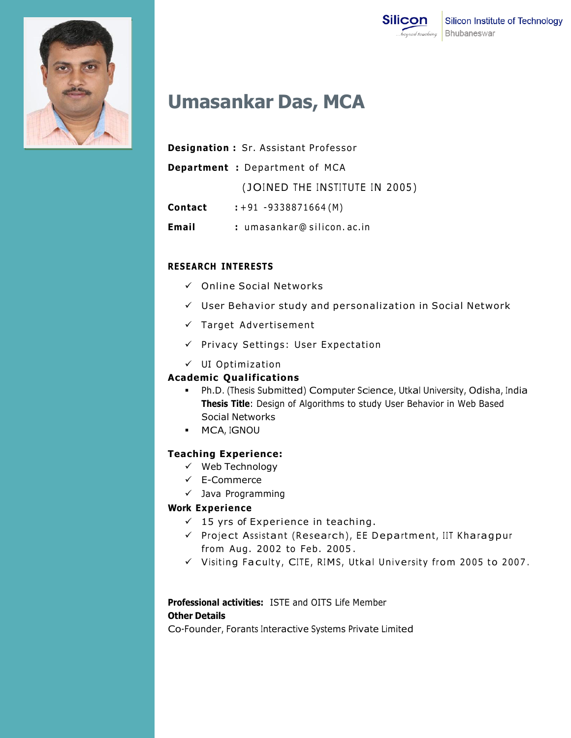# Umasankar Das, MCA

**Designation :** Sr. Assistant Professor

**Department :** Department of MCA

(JOINED THE INSTITUTE IN 2005)

**Contact :** +91 -9338871664 (M)

**Email :** umasankar@silicon.ac.in

## RESEARCH INTERESTS

- ✓ Online Social Networks
- ✓ User Behavior study and personalization in Social Network
- ✓ Target Advertisement
- ✓ Privacy Settings: User Expectation
- ✓ UI Optimization

## Academic Qualifications

- Ph.D. (Thesis Submitted) Computer Science, Utkal University, Odisha, India
  **Thesis Title**: Design of Algorithms to study User Behavior in Web Based Social Networks
- MCA, IGNOU

## Teaching Experience:

- ✓ Web Technology
- ✓ E-Commerce
- ✓ Java Programming

## Work Experience

- ✓ 15 yrs of Experience in teaching.
- ✓ Project Assistant (Research), EE Department, IIT Kharagpur from Aug. 2002 to Feb. 2005.
- ✓ Visiting Faculty, CITE, RIMS, Utkal University from 2005 to 2007.

**Professional activities:** ISTE and OITS Life Member

**Other Details**

Co-Founder, Forants Interactive Systems Private Limited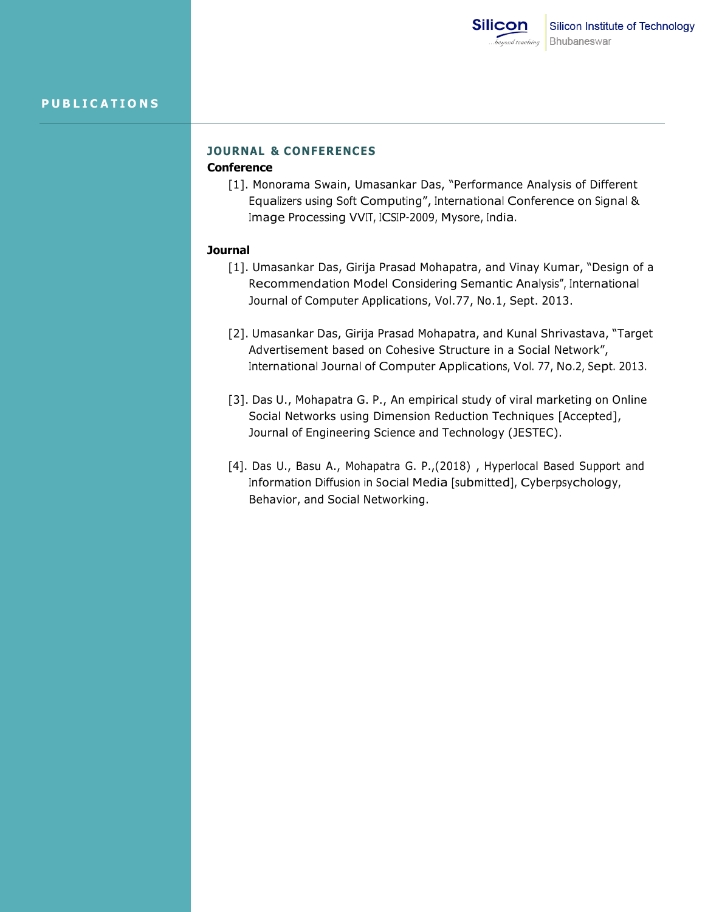# PUBLICATIONS

## JOURNAL & CONFERENCES

**Conference**

[1]. Monorama Swain, Umasankar Das, "Performance Analysis of Different Equalizers using Soft Computing", International Conference on Signal & Image Processing VVIT, ICSIP-2009, Mysore, India.

**Journal**

[1]. Umasankar Das, Girija Prasad Mohapatra, and Vinay Kumar, "Design of a Recommendation Model Considering Semantic Analysis", International Journal of Computer Applications, Vol.77, No.1, Sept. 2013.

[2]. Umasankar Das, Girija Prasad Mohapatra, and Kunal Shrivastava, "Target Advertisement based on Cohesive Structure in a Social Network", International Journal of Computer Applications, Vol. 77, No.2, Sept. 2013.

[3]. Das U., Mohapatra G. P., An empirical study of viral marketing on Online Social Networks using Dimension Reduction Techniques [Accepted], Journal of Engineering Science and Technology (JESTEC).

[4]. Das U., Basu A., Mohapatra G. P.,(2018) , Hyperlocal Based Support and Information Diffusion in Social Media [submitted], Cyberpsychology, Behavior, and Social Networking.